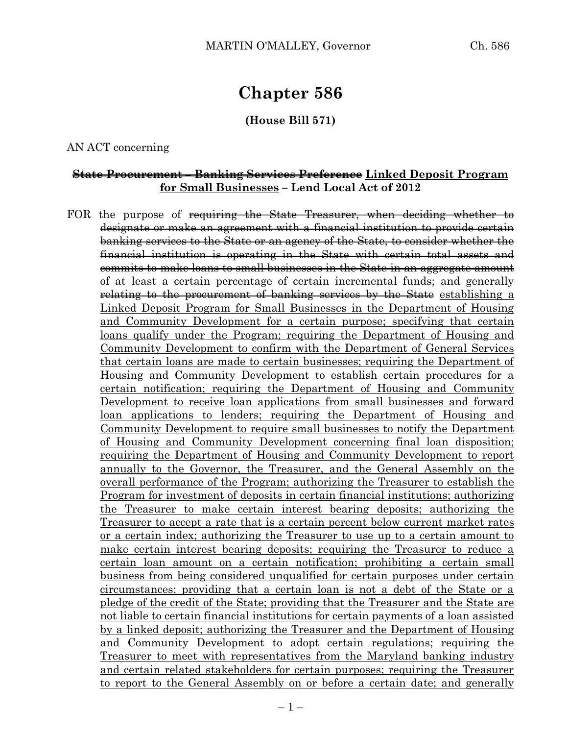# Chapter 586

**(House Bill 571)**

AN ACT concerning

**~~State Procurement – Banking Services Preference~~ <u>Linked Deposit Program for Small Businesses</u> – Lend Local Act of 2012**

FOR the purpose of ~~requiring the State Treasurer, when deciding whether to designate or make an agreement with a financial institution to provide certain banking services to the State or an agency of the State, to consider whether the financial institution is operating in the State with certain total assets and commits to make loans to small businesses in the State in an aggregate amount of at least a certain percentage of certain incremental funds; and generally relating to the procurement of banking services by the State~~ <u>establishing a Linked Deposit Program for Small Businesses in the Department of Housing and Community Development for a certain purpose; specifying that certain loans qualify under the Program; requiring the Department of Housing and Community Development to confirm with the Department of General Services that certain loans are made to certain businesses; requiring the Department of Housing and Community Development to establish certain procedures for a certain notification; requiring the Department of Housing and Community Development to receive loan applications from small businesses and forward loan applications to lenders; requiring the Department of Housing and Community Development to require small businesses to notify the Department of Housing and Community Development concerning final loan disposition; requiring the Department of Housing and Community Development to report annually to the Governor, the Treasurer, and the General Assembly on the overall performance of the Program; authorizing the Treasurer to establish the Program for investment of deposits in certain financial institutions; authorizing the Treasurer to make certain interest bearing deposits; authorizing the Treasurer to accept a rate that is a certain percent below current market rates or a certain index; authorizing the Treasurer to use up to a certain amount to make certain interest bearing deposits; requiring the Treasurer to reduce a certain loan amount on a certain notification; prohibiting a certain small business from being considered unqualified for certain purposes under certain circumstances; providing that a certain loan is not a debt of the State or a pledge of the credit of the State; providing that the Treasurer and the State are not liable to certain financial institutions for certain payments of a loan assisted by a linked deposit; authorizing the Treasurer and the Department of Housing and Community Development to adopt certain regulations; requiring the Treasurer to meet with representatives from the Maryland banking industry and certain related stakeholders for certain purposes; requiring the Treasurer to report to the General Assembly on or before a certain date; and generally</u>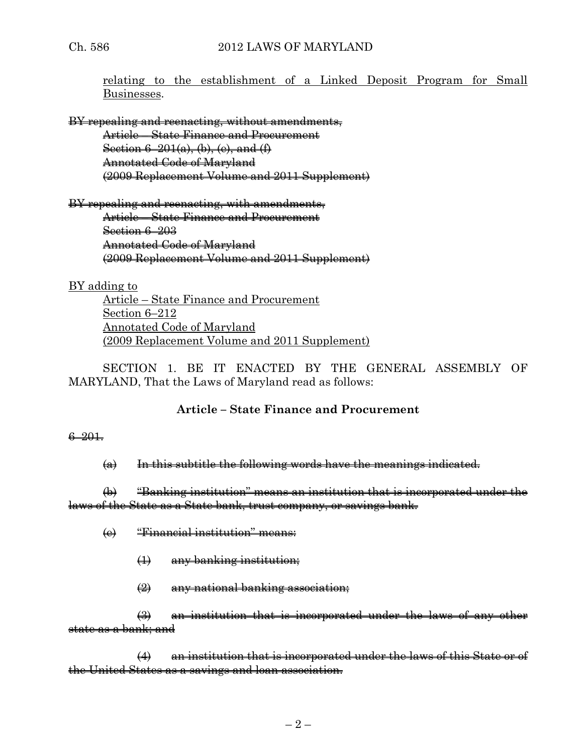relating to the establishment of a Linked Deposit Program for Small Businesses.

~~BY repealing and reenacting, without amendments,~~
~~Article – State Finance and Procurement~~
~~Section 6–201(a), (b), (c), and (f)~~
~~Annotated Code of Maryland~~
~~(2009 Replacement Volume and 2011 Supplement)~~

~~BY repealing and reenacting, with amendments,~~
~~Article – State Finance and Procurement~~
~~Section 6–203~~
~~Annotated Code of Maryland~~
~~(2009 Replacement Volume and 2011 Supplement)~~

BY adding to
Article – State Finance and Procurement
Section 6–212
Annotated Code of Maryland
(2009 Replacement Volume and 2011 Supplement)

SECTION 1. BE IT ENACTED BY THE GENERAL ASSEMBLY OF MARYLAND, That the Laws of Maryland read as follows:

**Article – State Finance and Procurement**

~~6–201.~~

~~(a) In this subtitle the following words have the meanings indicated.~~

~~(b) "Banking institution" means an institution that is incorporated under the laws of the State as a State bank, trust company, or savings bank.~~

~~(c) "Financial institution" means:~~

~~(1) any banking institution;~~

~~(2) any national banking association;~~

~~(3) an institution that is incorporated under the laws of any other state as a bank; and~~

~~(4) an institution that is incorporated under the laws of this State or of the United States as a savings and loan association.~~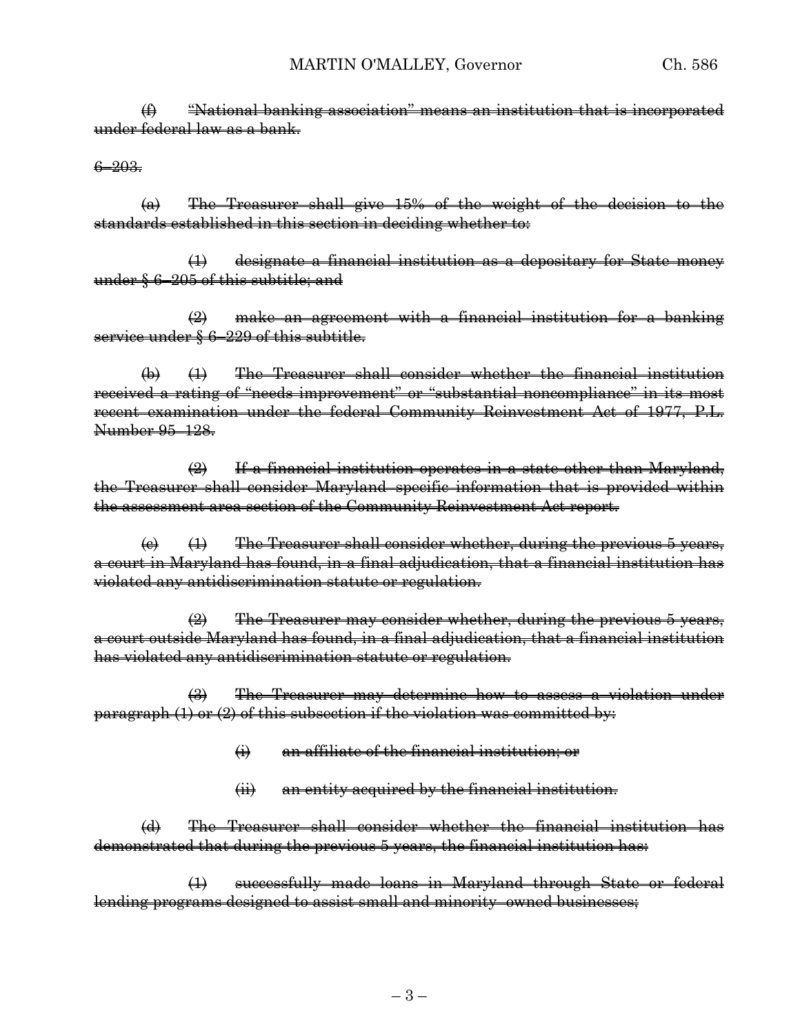~~(f) "National banking association" means an institution that is incorporated under federal law as a bank.~~

~~6–203.~~

~~(a) The Treasurer shall give 15% of the weight of the decision to the standards established in this section in deciding whether to:~~

~~(1) designate a financial institution as a depositary for State money under § 6–205 of this subtitle; and~~

~~(2) make an agreement with a financial institution for a banking service under § 6–229 of this subtitle.~~

~~(b) (1) The Treasurer shall consider whether the financial institution received a rating of "needs improvement" or "substantial noncompliance" in its most recent examination under the federal Community Reinvestment Act of 1977, P.L. Number 95–128.~~

~~(2) If a financial institution operates in a state other than Maryland, the Treasurer shall consider Maryland specific information that is provided within the assessment area section of the Community Reinvestment Act report.~~

~~(c) (1) The Treasurer shall consider whether, during the previous 5 years, a court in Maryland has found, in a final adjudication, that a financial institution has violated any antidiscrimination statute or regulation.~~

~~(2) The Treasurer may consider whether, during the previous 5 years, a court outside Maryland has found, in a final adjudication, that a financial institution has violated any antidiscrimination statute or regulation.~~

~~(3) The Treasurer may determine how to assess a violation under paragraph (1) or (2) of this subsection if the violation was committed by:~~

~~(i) an affiliate of the financial institution; or~~

~~(ii) an entity acquired by the financial institution.~~

~~(d) The Treasurer shall consider whether the financial institution has demonstrated that during the previous 5 years, the financial institution has:~~

~~(1) successfully made loans in Maryland through State or federal lending programs designed to assist small and minority–owned businesses;~~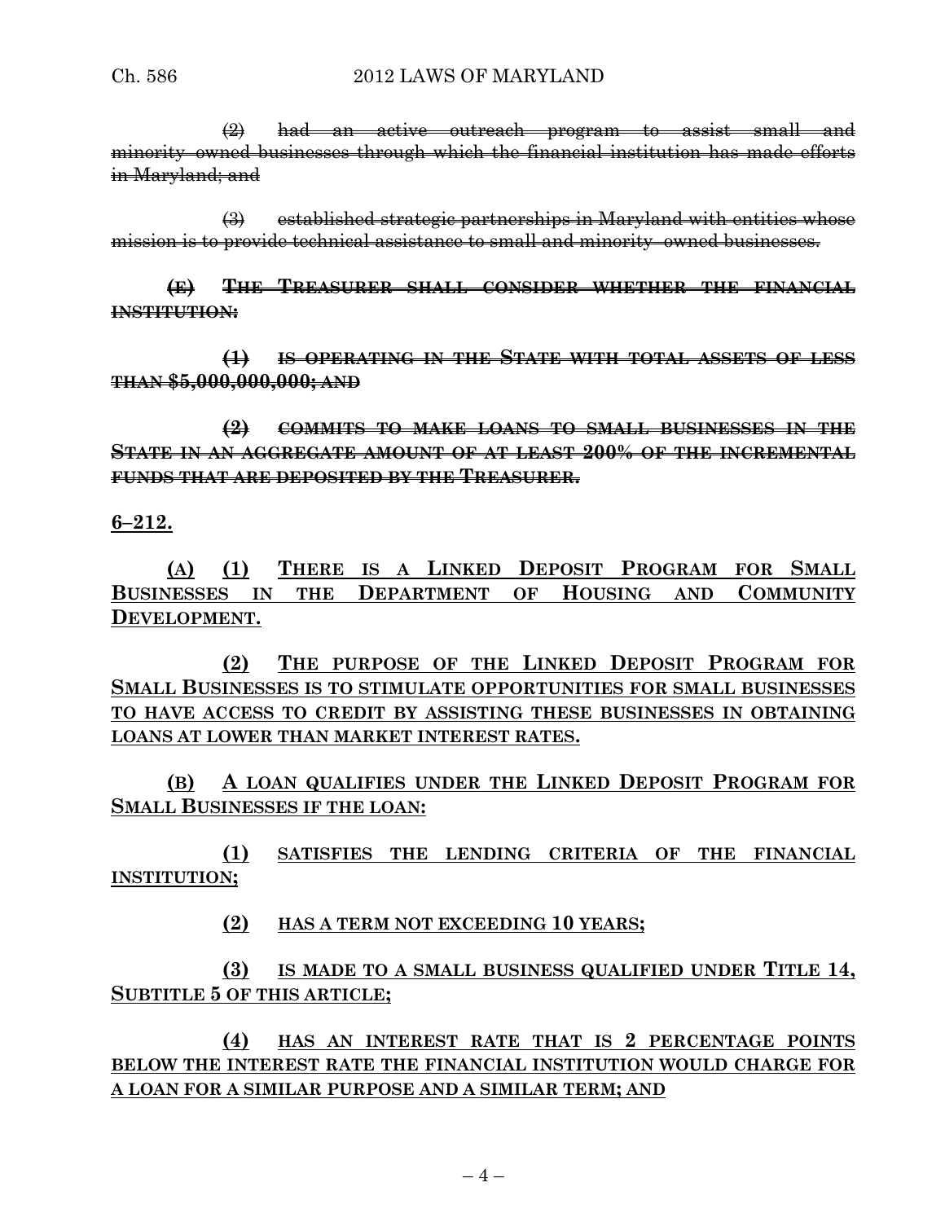~~(2) had an active outreach program to assist small and minority–owned businesses through which the financial institution has made efforts in Maryland; and~~

~~(3) established strategic partnerships in Maryland with entities whose mission is to provide technical assistance to small and minority–owned businesses.~~

~~**(E) THE TREASURER SHALL CONSIDER WHETHER THE FINANCIAL INSTITUTION:**~~

~~**(1) IS OPERATING IN THE STATE WITH TOTAL ASSETS OF LESS THAN $5,000,000,000; AND**~~

~~**(2) COMMITS TO MAKE LOANS TO SMALL BUSINESSES IN THE STATE IN AN AGGREGATE AMOUNT OF AT LEAST 200% OF THE INCREMENTAL FUNDS THAT ARE DEPOSITED BY THE TREASURER.**~~

<u>**6–212.**</u>

<u>**(A) (1) THERE IS A LINKED DEPOSIT PROGRAM FOR SMALL BUSINESSES IN THE DEPARTMENT OF HOUSING AND COMMUNITY DEVELOPMENT.**</u>

<u>**(2) THE PURPOSE OF THE LINKED DEPOSIT PROGRAM FOR SMALL BUSINESSES IS TO STIMULATE OPPORTUNITIES FOR SMALL BUSINESSES TO HAVE ACCESS TO CREDIT BY ASSISTING THESE BUSINESSES IN OBTAINING LOANS AT LOWER THAN MARKET INTEREST RATES.**</u>

<u>**(B) A LOAN QUALIFIES UNDER THE LINKED DEPOSIT PROGRAM FOR SMALL BUSINESSES IF THE LOAN:**</u>

<u>**(1) SATISFIES THE LENDING CRITERIA OF THE FINANCIAL INSTITUTION;**</u>

<u>**(2) HAS A TERM NOT EXCEEDING 10 YEARS;**</u>

<u>**(3) IS MADE TO A SMALL BUSINESS QUALIFIED UNDER TITLE 14, SUBTITLE 5 OF THIS ARTICLE;**</u>

<u>**(4) HAS AN INTEREST RATE THAT IS 2 PERCENTAGE POINTS BELOW THE INTEREST RATE THE FINANCIAL INSTITUTION WOULD CHARGE FOR A LOAN FOR A SIMILAR PURPOSE AND A SIMILAR TERM; AND**</u>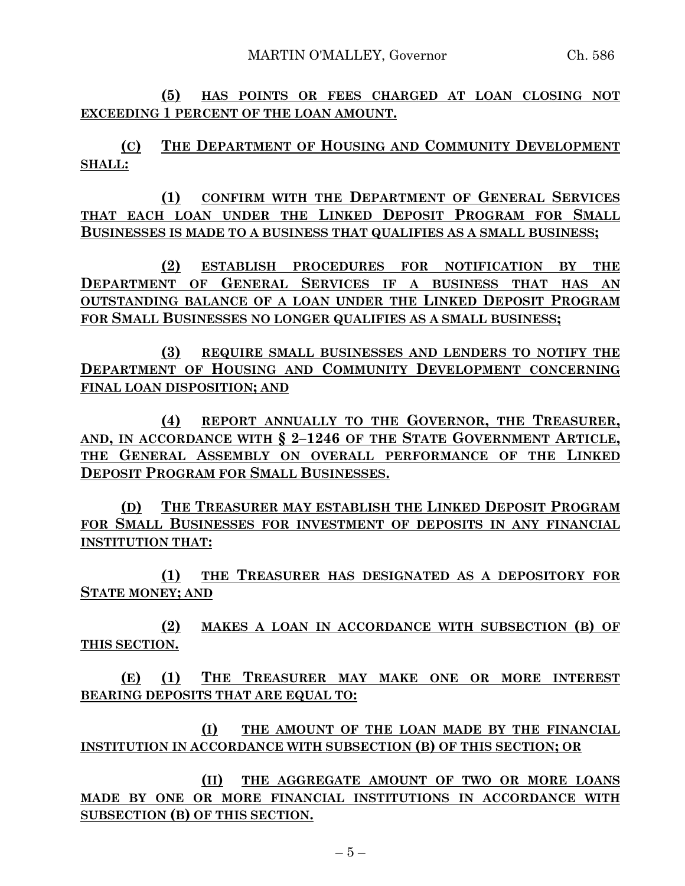**(5) HAS POINTS OR FEES CHARGED AT LOAN CLOSING NOT EXCEEDING 1 PERCENT OF THE LOAN AMOUNT.**

**(C) THE DEPARTMENT OF HOUSING AND COMMUNITY DEVELOPMENT SHALL:**

**(1) CONFIRM WITH THE DEPARTMENT OF GENERAL SERVICES THAT EACH LOAN UNDER THE LINKED DEPOSIT PROGRAM FOR SMALL BUSINESSES IS MADE TO A BUSINESS THAT QUALIFIES AS A SMALL BUSINESS;**

**(2) ESTABLISH PROCEDURES FOR NOTIFICATION BY THE DEPARTMENT OF GENERAL SERVICES IF A BUSINESS THAT HAS AN OUTSTANDING BALANCE OF A LOAN UNDER THE LINKED DEPOSIT PROGRAM FOR SMALL BUSINESSES NO LONGER QUALIFIES AS A SMALL BUSINESS;**

**(3) REQUIRE SMALL BUSINESSES AND LENDERS TO NOTIFY THE DEPARTMENT OF HOUSING AND COMMUNITY DEVELOPMENT CONCERNING FINAL LOAN DISPOSITION; AND**

**(4) REPORT ANNUALLY TO THE GOVERNOR, THE TREASURER, AND, IN ACCORDANCE WITH § 2–1246 OF THE STATE GOVERNMENT ARTICLE, THE GENERAL ASSEMBLY ON OVERALL PERFORMANCE OF THE LINKED DEPOSIT PROGRAM FOR SMALL BUSINESSES.**

**(D) THE TREASURER MAY ESTABLISH THE LINKED DEPOSIT PROGRAM FOR SMALL BUSINESSES FOR INVESTMENT OF DEPOSITS IN ANY FINANCIAL INSTITUTION THAT:**

**(1) THE TREASURER HAS DESIGNATED AS A DEPOSITORY FOR STATE MONEY; AND**

**(2) MAKES A LOAN IN ACCORDANCE WITH SUBSECTION (B) OF THIS SECTION.**

**(E) (1) THE TREASURER MAY MAKE ONE OR MORE INTEREST BEARING DEPOSITS THAT ARE EQUAL TO:**

**(I) THE AMOUNT OF THE LOAN MADE BY THE FINANCIAL INSTITUTION IN ACCORDANCE WITH SUBSECTION (B) OF THIS SECTION; OR**

**(II) THE AGGREGATE AMOUNT OF TWO OR MORE LOANS MADE BY ONE OR MORE FINANCIAL INSTITUTIONS IN ACCORDANCE WITH SUBSECTION (B) OF THIS SECTION.**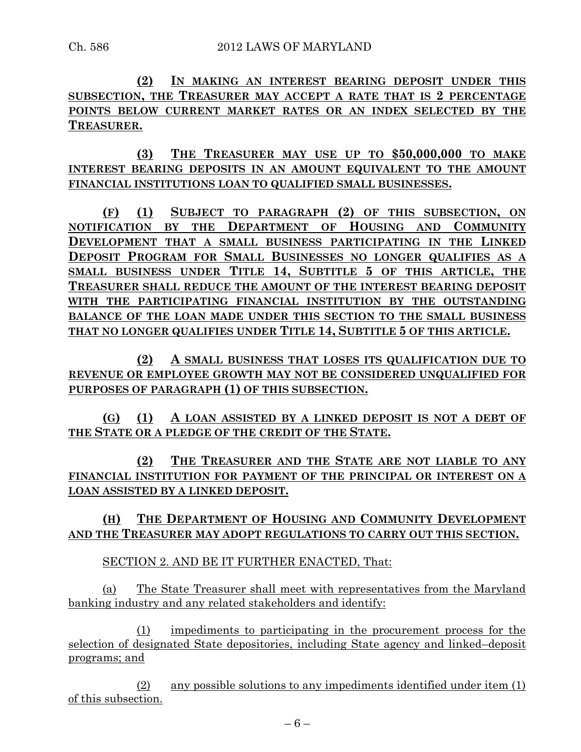**(2) IN MAKING AN INTEREST BEARING DEPOSIT UNDER THIS SUBSECTION, THE TREASURER MAY ACCEPT A RATE THAT IS 2 PERCENTAGE POINTS BELOW CURRENT MARKET RATES OR AN INDEX SELECTED BY THE TREASURER.**

**(3) THE TREASURER MAY USE UP TO $50,000,000 TO MAKE INTEREST BEARING DEPOSITS IN AN AMOUNT EQUIVALENT TO THE AMOUNT FINANCIAL INSTITUTIONS LOAN TO QUALIFIED SMALL BUSINESSES.**

**(F) (1) SUBJECT TO PARAGRAPH (2) OF THIS SUBSECTION, ON NOTIFICATION BY THE DEPARTMENT OF HOUSING AND COMMUNITY DEVELOPMENT THAT A SMALL BUSINESS PARTICIPATING IN THE LINKED DEPOSIT PROGRAM FOR SMALL BUSINESSES NO LONGER QUALIFIES AS A SMALL BUSINESS UNDER TITLE 14, SUBTITLE 5 OF THIS ARTICLE, THE TREASURER SHALL REDUCE THE AMOUNT OF THE INTEREST BEARING DEPOSIT WITH THE PARTICIPATING FINANCIAL INSTITUTION BY THE OUTSTANDING BALANCE OF THE LOAN MADE UNDER THIS SECTION TO THE SMALL BUSINESS THAT NO LONGER QUALIFIES UNDER TITLE 14, SUBTITLE 5 OF THIS ARTICLE.**

**(2) A SMALL BUSINESS THAT LOSES ITS QUALIFICATION DUE TO REVENUE OR EMPLOYEE GROWTH MAY NOT BE CONSIDERED UNQUALIFIED FOR PURPOSES OF PARAGRAPH (1) OF THIS SUBSECTION.**

**(G) (1) A LOAN ASSISTED BY A LINKED DEPOSIT IS NOT A DEBT OF THE STATE OR A PLEDGE OF THE CREDIT OF THE STATE.**

**(2) THE TREASURER AND THE STATE ARE NOT LIABLE TO ANY FINANCIAL INSTITUTION FOR PAYMENT OF THE PRINCIPAL OR INTEREST ON A LOAN ASSISTED BY A LINKED DEPOSIT.**

**(H) THE DEPARTMENT OF HOUSING AND COMMUNITY DEVELOPMENT AND THE TREASURER MAY ADOPT REGULATIONS TO CARRY OUT THIS SECTION.**

SECTION 2. AND BE IT FURTHER ENACTED, That:

(a) The State Treasurer shall meet with representatives from the Maryland banking industry and any related stakeholders and identify:

(1) impediments to participating in the procurement process for the selection of designated State depositories, including State agency and linked–deposit programs; and

(2) any possible solutions to any impediments identified under item (1) of this subsection.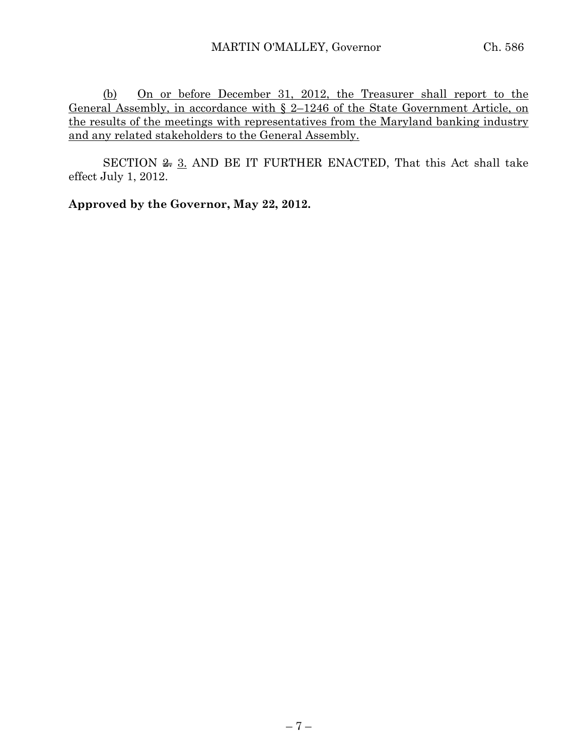(b) On or before December 31, 2012, the Treasurer shall report to the General Assembly, in accordance with § 2–1246 of the State Government Article, on the results of the meetings with representatives from the Maryland banking industry and any related stakeholders to the General Assembly.

SECTION ~~2.~~ 3. AND BE IT FURTHER ENACTED, That this Act shall take effect July 1, 2012.

**Approved by the Governor, May 22, 2012.**